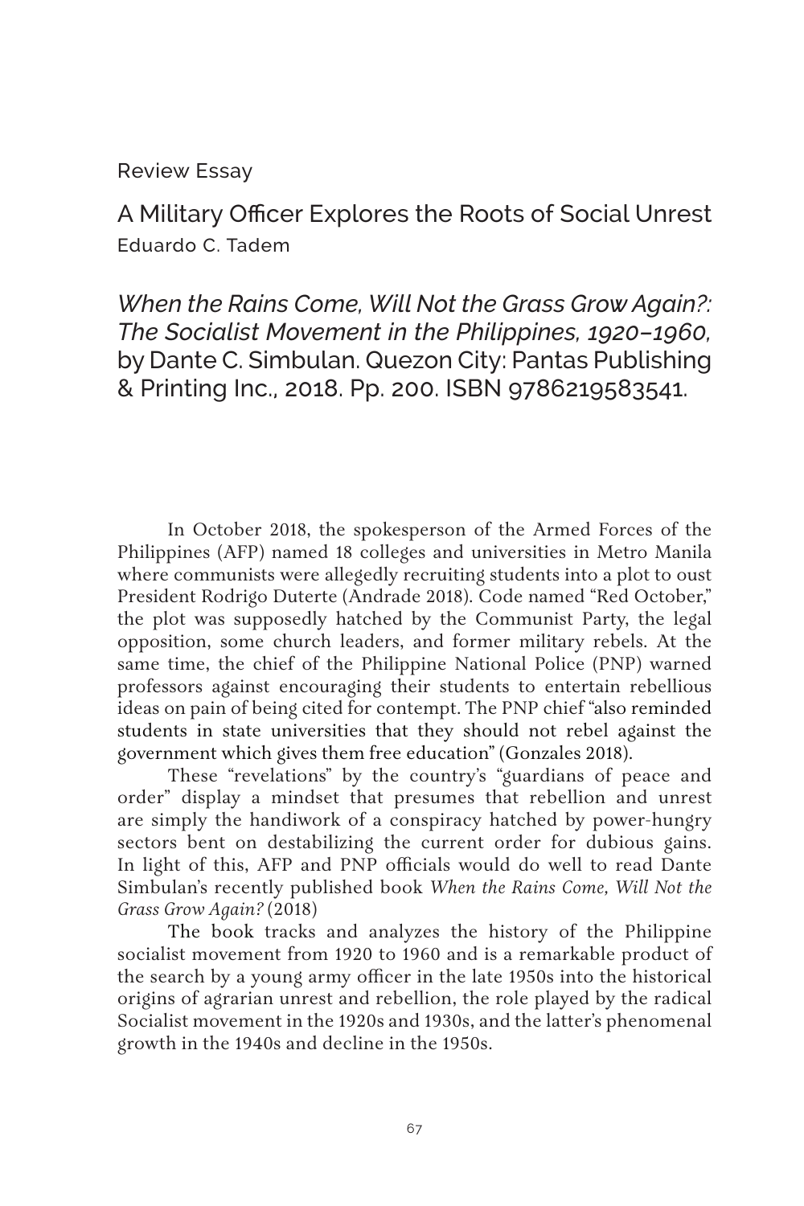Review Essay

# A Military Officer Explores the Roots of Social Unrest

Eduardo C. Tadem

*When the Rains Come, Will Not the Grass Grow Again?: The Socialist Movement in the Philippines, 1920–1960,* by Dante C. Simbulan. Quezon City: Pantas Publishing & Printing Inc., 2018. Pp. 200. ISBN 9786219583541.

In October 2018, the spokesperson of the Armed Forces of the Philippines (AFP) named 18 colleges and universities in Metro Manila where communists were allegedly recruiting students into a plot to oust President Rodrigo Duterte (Andrade 2018). Code named "Red October," the plot was supposedly hatched by the Communist Party, the legal opposition, some church leaders, and former military rebels. At the same time, the chief of the Philippine National Police (PNP) warned professors against encouraging their students to entertain rebellious ideas on pain of being cited for contempt. The PNP chief "also reminded students in state universities that they should not rebel against the government which gives them free education" (Gonzales 2018).

These "revelations" by the country's "guardians of peace and order" display a mindset that presumes that rebellion and unrest are simply the handiwork of a conspiracy hatched by power-hungry sectors bent on destabilizing the current order for dubious gains. In light of this, AFP and PNP officials would do well to read Dante Simbulan's recently published book *When the Rains Come, Will Not the Grass Grow Again?* (2018)

The book tracks and analyzes the history of the Philippine socialist movement from 1920 to 1960 and is a remarkable product of the search by a young army officer in the late 1950s into the historical origins of agrarian unrest and rebellion, the role played by the radical Socialist movement in the 1920s and 1930s, and the latter's phenomenal growth in the 1940s and decline in the 1950s.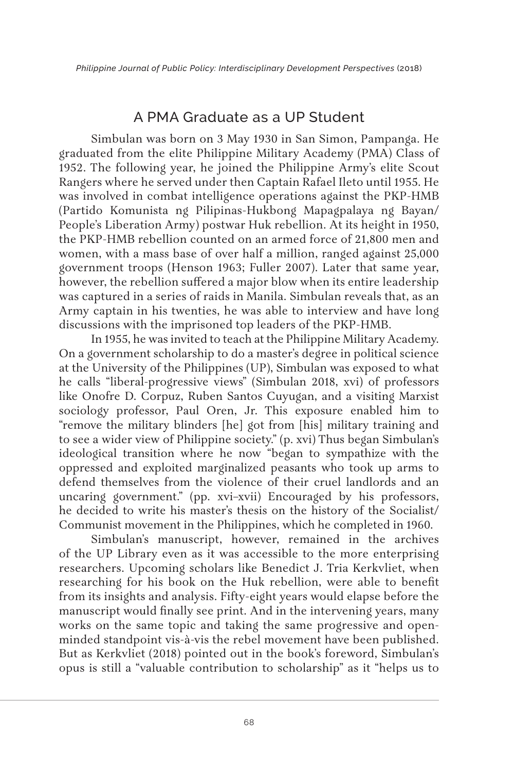## A PMA Graduate as a UP Student

Simbulan was born on 3 May 1930 in San Simon, Pampanga. He graduated from the elite Philippine Military Academy (PMA) Class of 1952. The following year, he joined the Philippine Army's elite Scout Rangers where he served under then Captain Rafael Ileto until 1955. He was involved in combat intelligence operations against the PKP-HMB (Partido Komunista ng Pilipinas-Hukbong Mapagpalaya ng Bayan/ People's Liberation Army) postwar Huk rebellion. At its height in 1950, the PKP-HMB rebellion counted on an armed force of 21,800 men and women, with a mass base of over half a million, ranged against 25,000 government troops (Henson 1963; Fuller 2007). Later that same year, however, the rebellion suffered a major blow when its entire leadership was captured in a series of raids in Manila. Simbulan reveals that, as an Army captain in his twenties, he was able to interview and have long discussions with the imprisoned top leaders of the PKP-HMB.

In 1955, he was invited to teach at the Philippine Military Academy. On a government scholarship to do a master's degree in political science at the University of the Philippines (UP), Simbulan was exposed to what he calls "liberal-progressive views" (Simbulan 2018, xvi) of professors like Onofre D. Corpuz, Ruben Santos Cuyugan, and a visiting Marxist sociology professor, Paul Oren, Jr. This exposure enabled him to "remove the military blinders [he] got from [his] military training and to see a wider view of Philippine society." (p. xvi) Thus began Simbulan's ideological transition where he now "began to sympathize with the oppressed and exploited marginalized peasants who took up arms to defend themselves from the violence of their cruel landlords and an uncaring government." (pp. xvi–xvii) Encouraged by his professors, he decided to write his master's thesis on the history of the Socialist/ Communist movement in the Philippines, which he completed in 1960.

Simbulan's manuscript, however, remained in the archives of the UP Library even as it was accessible to the more enterprising researchers. Upcoming scholars like Benedict J. Tria Kerkvliet, when researching for his book on the Huk rebellion, were able to benefit from its insights and analysis. Fifty-eight years would elapse before the manuscript would finally see print. And in the intervening years, many works on the same topic and taking the same progressive and open-minded standpoint vis-à-vis the rebel movement have been published. But as Kerkvliet (2018) pointed out in the book's foreword, Simbulan's opus is still a "valuable contribution to scholarship" as it "helps us to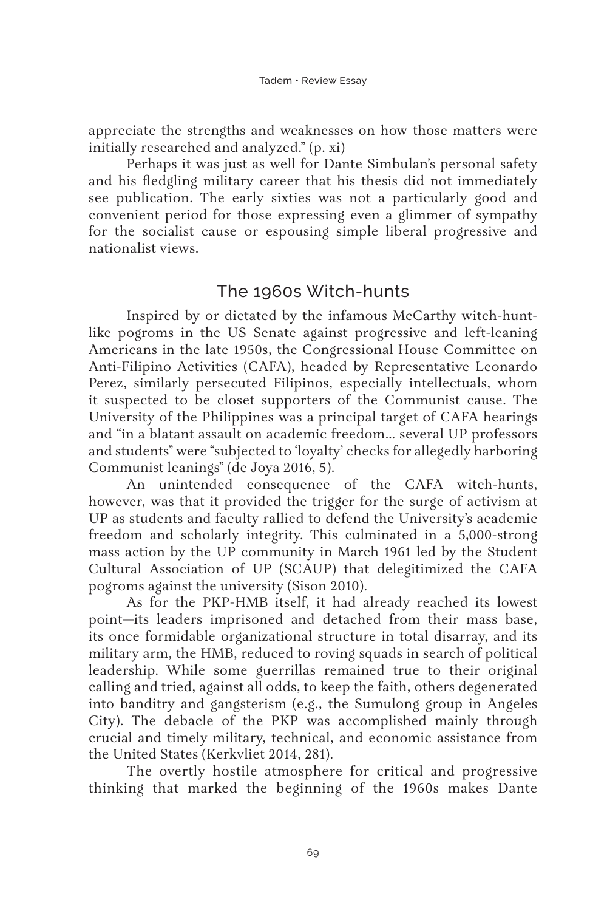appreciate the strengths and weaknesses on how those matters were initially researched and analyzed." (p. xi)

Perhaps it was just as well for Dante Simbulan's personal safety and his fledgling military career that his thesis did not immediately see publication. The early sixties was not a particularly good and convenient period for those expressing even a glimmer of sympathy for the socialist cause or espousing simple liberal progressive and nationalist views.

## The 1960s Witch-hunts

Inspired by or dictated by the infamous McCarthy witch-hunt-like pogroms in the US Senate against progressive and left-leaning Americans in the late 1950s, the Congressional House Committee on Anti-Filipino Activities (CAFA), headed by Representative Leonardo Perez, similarly persecuted Filipinos, especially intellectuals, whom it suspected to be closet supporters of the Communist cause. The University of the Philippines was a principal target of CAFA hearings and "in a blatant assault on academic freedom... several UP professors and students" were "subjected to 'loyalty' checks for allegedly harboring Communist leanings" (de Joya 2016, 5).

An unintended consequence of the CAFA witch-hunts, however, was that it provided the trigger for the surge of activism at UP as students and faculty rallied to defend the University's academic freedom and scholarly integrity. This culminated in a 5,000-strong mass action by the UP community in March 1961 led by the Student Cultural Association of UP (SCAUP) that delegitimized the CAFA pogroms against the university (Sison 2010).

As for the PKP-HMB itself, it had already reached its lowest point—its leaders imprisoned and detached from their mass base, its once formidable organizational structure in total disarray, and its military arm, the HMB, reduced to roving squads in search of political leadership. While some guerrillas remained true to their original calling and tried, against all odds, to keep the faith, others degenerated into banditry and gangsterism (e.g., the Sumulong group in Angeles City). The debacle of the PKP was accomplished mainly through crucial and timely military, technical, and economic assistance from the United States (Kerkvliet 2014, 281).

The overtly hostile atmosphere for critical and progressive thinking that marked the beginning of the 1960s makes Dante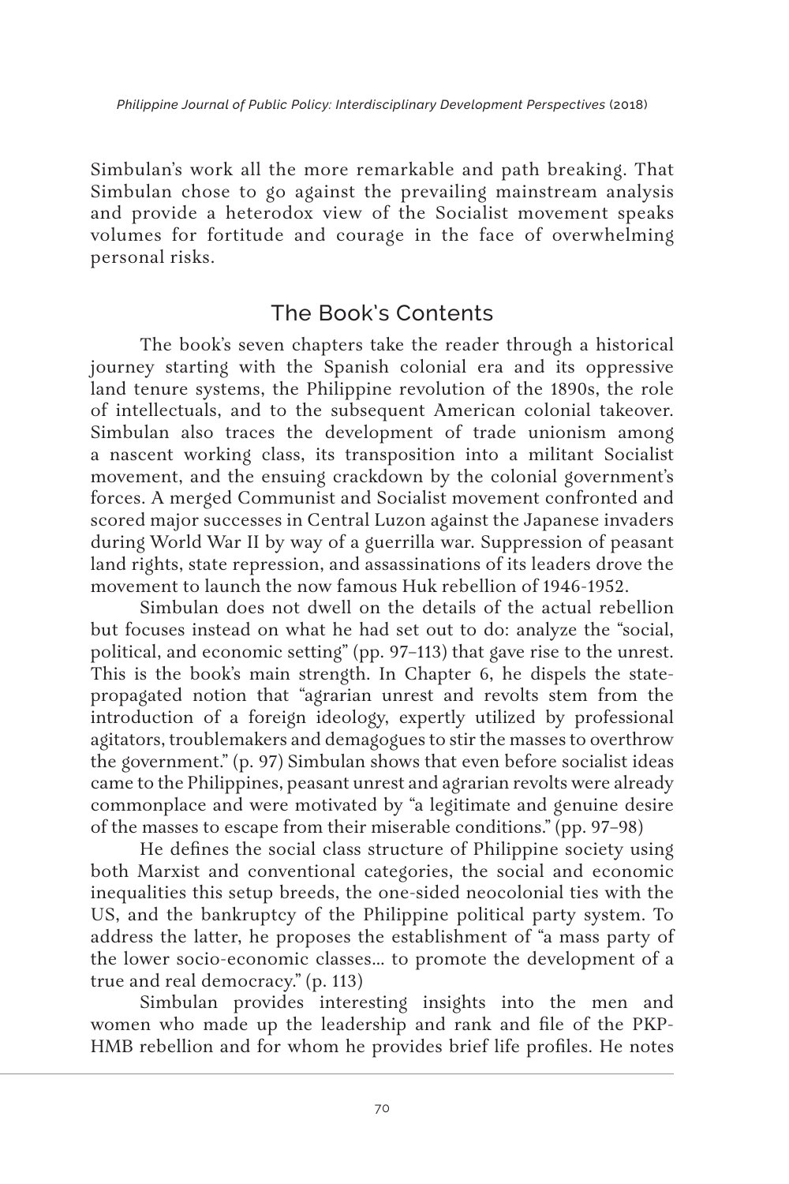Simbulan's work all the more remarkable and path breaking. That Simbulan chose to go against the prevailing mainstream analysis and provide a heterodox view of the Socialist movement speaks volumes for fortitude and courage in the face of overwhelming personal risks.

## The Book's Contents

The book's seven chapters take the reader through a historical journey starting with the Spanish colonial era and its oppressive land tenure systems, the Philippine revolution of the 1890s, the role of intellectuals, and to the subsequent American colonial takeover. Simbulan also traces the development of trade unionism among a nascent working class, its transposition into a militant Socialist movement, and the ensuing crackdown by the colonial government's forces. A merged Communist and Socialist movement confronted and scored major successes in Central Luzon against the Japanese invaders during World War II by way of a guerrilla war. Suppression of peasant land rights, state repression, and assassinations of its leaders drove the movement to launch the now famous Huk rebellion of 1946-1952.

Simbulan does not dwell on the details of the actual rebellion but focuses instead on what he had set out to do: analyze the "social, political, and economic setting" (pp. 97–113) that gave rise to the unrest. This is the book's main strength. In Chapter 6, he dispels the state-propagated notion that "agrarian unrest and revolts stem from the introduction of a foreign ideology, expertly utilized by professional agitators, troublemakers and demagogues to stir the masses to overthrow the government." (p. 97) Simbulan shows that even before socialist ideas came to the Philippines, peasant unrest and agrarian revolts were already commonplace and were motivated by "a legitimate and genuine desire of the masses to escape from their miserable conditions." (pp. 97–98)

He defines the social class structure of Philippine society using both Marxist and conventional categories, the social and economic inequalities this setup breeds, the one-sided neocolonial ties with the US, and the bankruptcy of the Philippine political party system. To address the latter, he proposes the establishment of "a mass party of the lower socio-economic classes… to promote the development of a true and real democracy." (p. 113)

Simbulan provides interesting insights into the men and women who made up the leadership and rank and file of the PKP-HMB rebellion and for whom he provides brief life profiles. He notes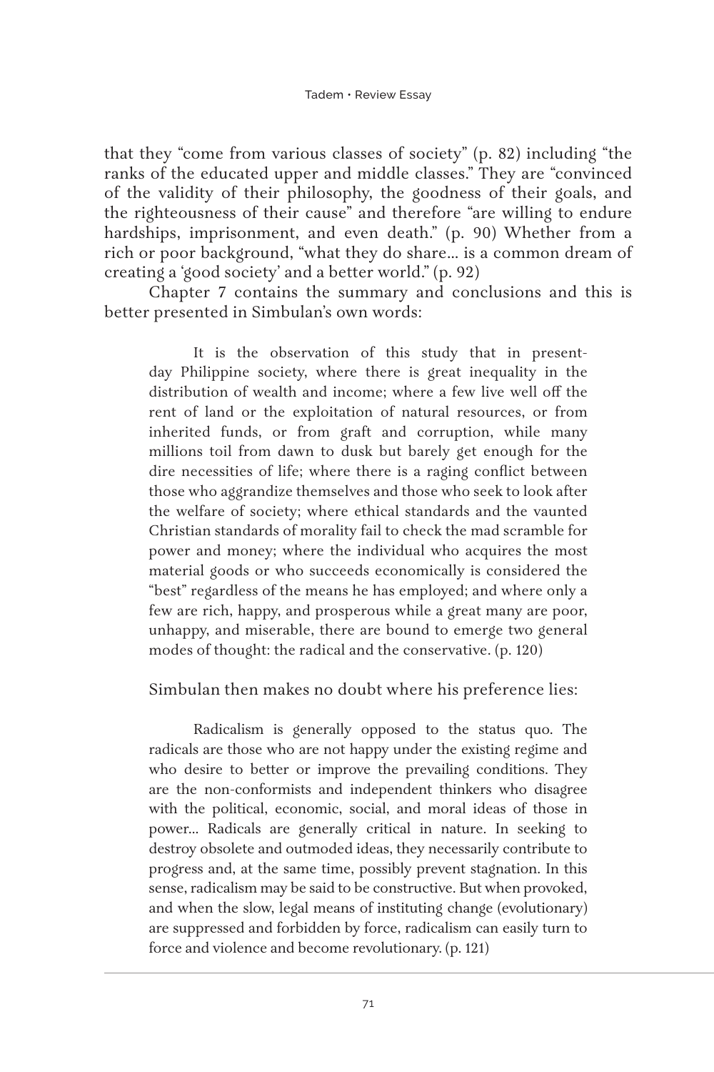that they "come from various classes of society" (p. 82) including "the ranks of the educated upper and middle classes." They are "convinced of the validity of their philosophy, the goodness of their goals, and the righteousness of their cause" and therefore "are willing to endure hardships, imprisonment, and even death." (p. 90) Whether from a rich or poor background, "what they do share… is a common dream of creating a 'good society' and a better world." (p. 92)

Chapter 7 contains the summary and conclusions and this is better presented in Simbulan's own words:

> It is the observation of this study that in present-day Philippine society, where there is great inequality in the distribution of wealth and income; where a few live well off the rent of land or the exploitation of natural resources, or from inherited funds, or from graft and corruption, while many millions toil from dawn to dusk but barely get enough for the dire necessities of life; where there is a raging conflict between those who aggrandize themselves and those who seek to look after the welfare of society; where ethical standards and the vaunted Christian standards of morality fail to check the mad scramble for power and money; where the individual who acquires the most material goods or who succeeds economically is considered the "best" regardless of the means he has employed; and where only a few are rich, happy, and prosperous while a great many are poor, unhappy, and miserable, there are bound to emerge two general modes of thought: the radical and the conservative. (p. 120)

Simbulan then makes no doubt where his preference lies:

> Radicalism is generally opposed to the status quo. The radicals are those who are not happy under the existing regime and who desire to better or improve the prevailing conditions. They are the non-conformists and independent thinkers who disagree with the political, economic, social, and moral ideas of those in power… Radicals are generally critical in nature. In seeking to destroy obsolete and outmoded ideas, they necessarily contribute to progress and, at the same time, possibly prevent stagnation. In this sense, radicalism may be said to be constructive. But when provoked, and when the slow, legal means of instituting change (evolutionary) are suppressed and forbidden by force, radicalism can easily turn to force and violence and become revolutionary. (p. 121)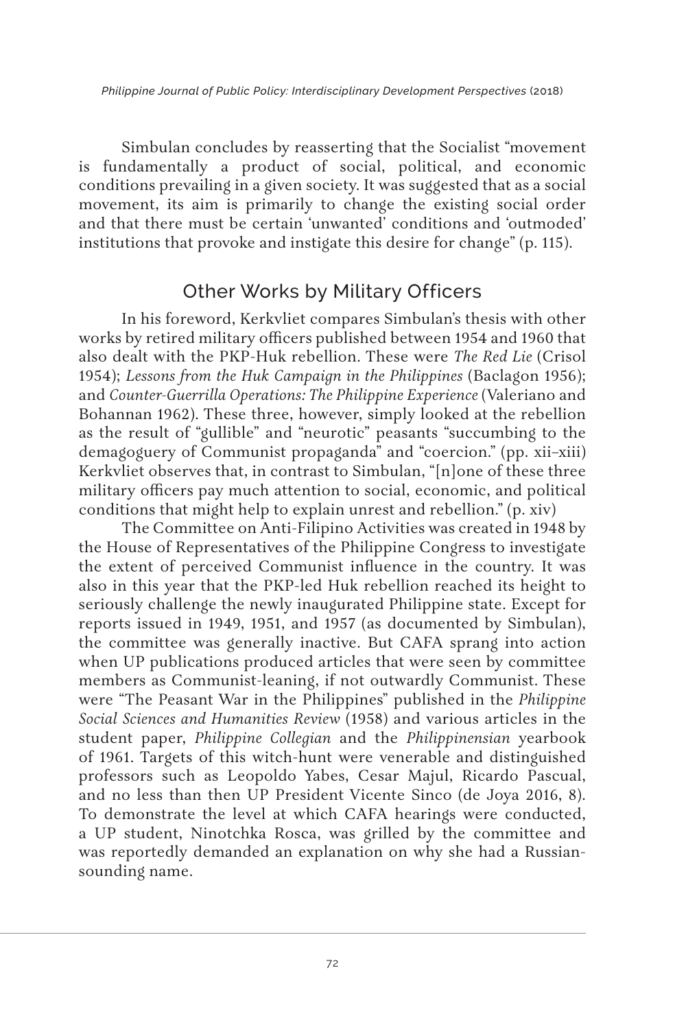Simbulan concludes by reasserting that the Socialist "movement is fundamentally a product of social, political, and economic conditions prevailing in a given society. It was suggested that as a social movement, its aim is primarily to change the existing social order and that there must be certain 'unwanted' conditions and 'outmoded' institutions that provoke and instigate this desire for change" (p. 115).

## Other Works by Military Officers

In his foreword, Kerkvliet compares Simbulan's thesis with other works by retired military officers published between 1954 and 1960 that also dealt with the PKP-Huk rebellion. These were *The Red Lie* (Crisol 1954); *Lessons from the Huk Campaign in the Philippines* (Baclagon 1956); and *Counter-Guerrilla Operations: The Philippine Experience* (Valeriano and Bohannan 1962). These three, however, simply looked at the rebellion as the result of "gullible" and "neurotic" peasants "succumbing to the demagoguery of Communist propaganda" and "coercion." (pp. xii–xiii) Kerkvliet observes that, in contrast to Simbulan, "[n]one of these three military officers pay much attention to social, economic, and political conditions that might help to explain unrest and rebellion." (p. xiv)

The Committee on Anti-Filipino Activities was created in 1948 by the House of Representatives of the Philippine Congress to investigate the extent of perceived Communist influence in the country. It was also in this year that the PKP-led Huk rebellion reached its height to seriously challenge the newly inaugurated Philippine state. Except for reports issued in 1949, 1951, and 1957 (as documented by Simbulan), the committee was generally inactive. But CAFA sprang into action when UP publications produced articles that were seen by committee members as Communist-leaning, if not outwardly Communist. These were "The Peasant War in the Philippines" published in the *Philippine Social Sciences and Humanities Review* (1958) and various articles in the student paper, *Philippine Collegian* and the *Philippinensian* yearbook of 1961. Targets of this witch-hunt were venerable and distinguished professors such as Leopoldo Yabes, Cesar Majul, Ricardo Pascual, and no less than then UP President Vicente Sinco (de Joya 2016, 8). To demonstrate the level at which CAFA hearings were conducted, a UP student, Ninotchka Rosca, was grilled by the committee and was reportedly demanded an explanation on why she had a Russian-sounding name.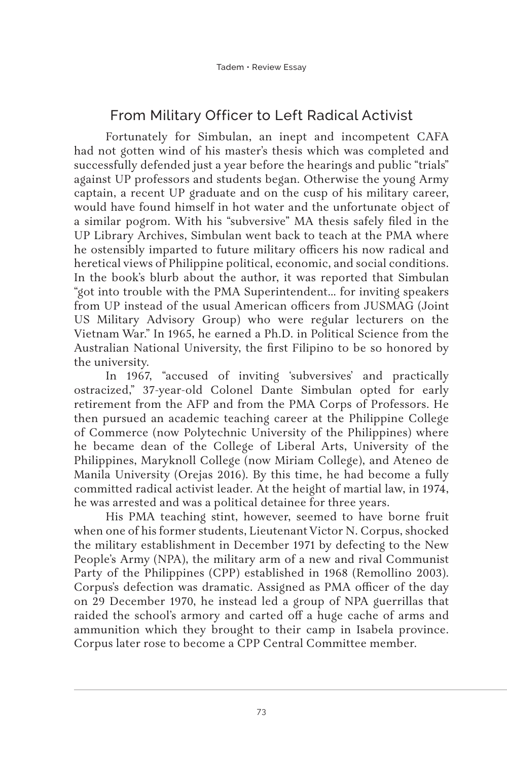## From Military Officer to Left Radical Activist

Fortunately for Simbulan, an inept and incompetent CAFA had not gotten wind of his master's thesis which was completed and successfully defended just a year before the hearings and public "trials" against UP professors and students began. Otherwise the young Army captain, a recent UP graduate and on the cusp of his military career, would have found himself in hot water and the unfortunate object of a similar pogrom. With his "subversive" MA thesis safely filed in the UP Library Archives, Simbulan went back to teach at the PMA where he ostensibly imparted to future military officers his now radical and heretical views of Philippine political, economic, and social conditions. In the book's blurb about the author, it was reported that Simbulan "got into trouble with the PMA Superintendent… for inviting speakers from UP instead of the usual American officers from JUSMAG (Joint US Military Advisory Group) who were regular lecturers on the Vietnam War." In 1965, he earned a Ph.D. in Political Science from the Australian National University, the first Filipino to be so honored by the university.

In 1967, "accused of inviting 'subversives' and practically ostracized," 37-year-old Colonel Dante Simbulan opted for early retirement from the AFP and from the PMA Corps of Professors. He then pursued an academic teaching career at the Philippine College of Commerce (now Polytechnic University of the Philippines) where he became dean of the College of Liberal Arts, University of the Philippines, Maryknoll College (now Miriam College), and Ateneo de Manila University (Orejas 2016). By this time, he had become a fully committed radical activist leader. At the height of martial law, in 1974, he was arrested and was a political detainee for three years.

His PMA teaching stint, however, seemed to have borne fruit when one of his former students, Lieutenant Victor N. Corpus, shocked the military establishment in December 1971 by defecting to the New People's Army (NPA), the military arm of a new and rival Communist Party of the Philippines (CPP) established in 1968 (Remollino 2003). Corpus's defection was dramatic. Assigned as PMA officer of the day on 29 December 1970, he instead led a group of NPA guerrillas that raided the school's armory and carted off a huge cache of arms and ammunition which they brought to their camp in Isabela province. Corpus later rose to become a CPP Central Committee member.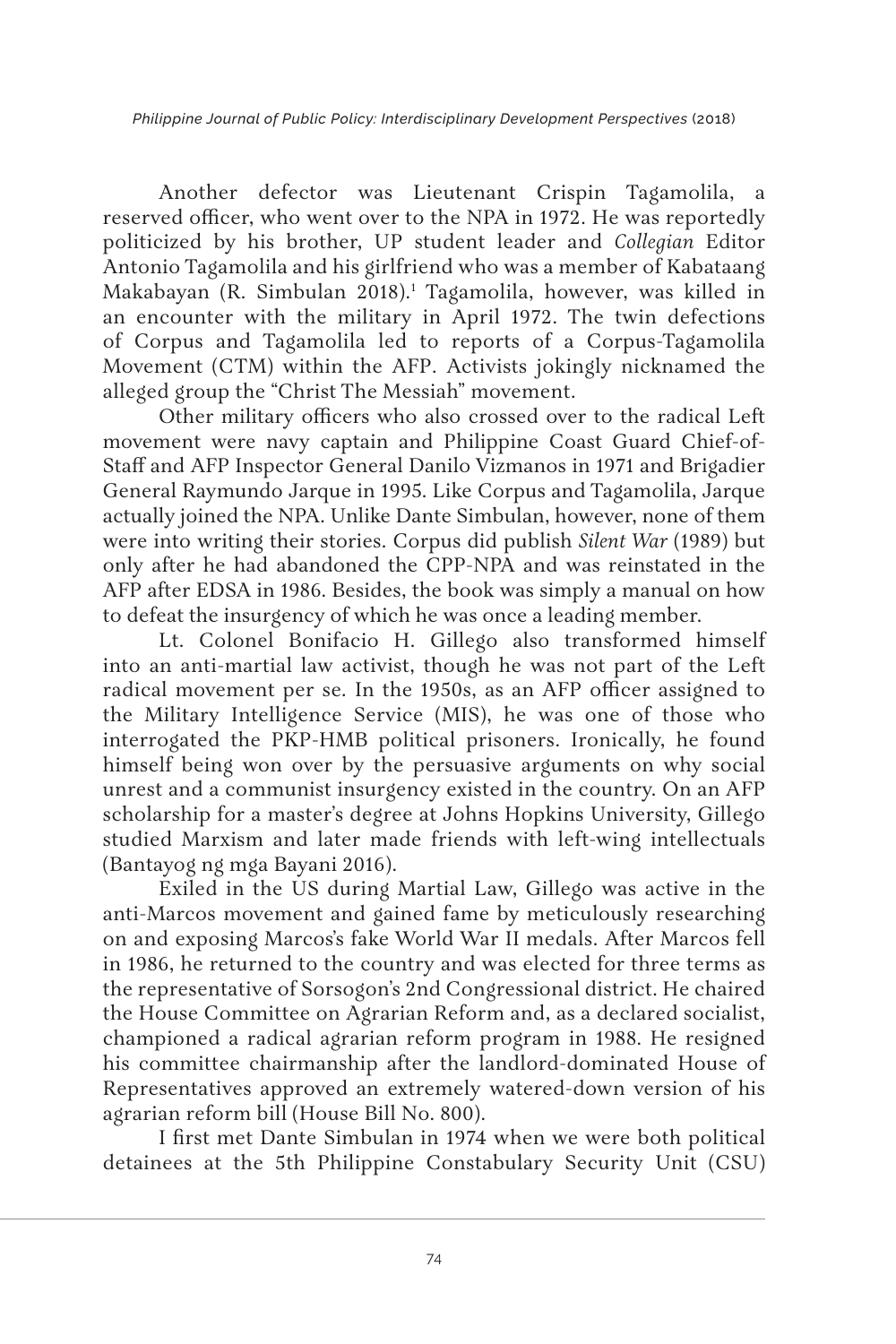Another defector was Lieutenant Crispin Tagamolila, a reserved officer, who went over to the NPA in 1972. He was reportedly politicized by his brother, UP student leader and *Collegian* Editor Antonio Tagamolila and his girlfriend who was a member of Kabataang Makabayan (R. Simbulan 2018).[1] Tagamolila, however, was killed in an encounter with the military in April 1972. The twin defections of Corpus and Tagamolila led to reports of a Corpus-Tagamolila Movement (CTM) within the AFP. Activists jokingly nicknamed the alleged group the "Christ The Messiah" movement.

Other military officers who also crossed over to the radical Left movement were navy captain and Philippine Coast Guard Chief-of-Staff and AFP Inspector General Danilo Vizmanos in 1971 and Brigadier General Raymundo Jarque in 1995. Like Corpus and Tagamolila, Jarque actually joined the NPA. Unlike Dante Simbulan, however, none of them were into writing their stories. Corpus did publish *Silent War* (1989) but only after he had abandoned the CPP-NPA and was reinstated in the AFP after EDSA in 1986. Besides, the book was simply a manual on how to defeat the insurgency of which he was once a leading member.

Lt. Colonel Bonifacio H. Gillego also transformed himself into an anti-martial law activist, though he was not part of the Left radical movement per se. In the 1950s, as an AFP officer assigned to the Military Intelligence Service (MIS), he was one of those who interrogated the PKP-HMB political prisoners. Ironically, he found himself being won over by the persuasive arguments on why social unrest and a communist insurgency existed in the country. On an AFP scholarship for a master's degree at Johns Hopkins University, Gillego studied Marxism and later made friends with left-wing intellectuals (Bantayog ng mga Bayani 2016).

Exiled in the US during Martial Law, Gillego was active in the anti-Marcos movement and gained fame by meticulously researching on and exposing Marcos's fake World War II medals. After Marcos fell in 1986, he returned to the country and was elected for three terms as the representative of Sorsogon's 2nd Congressional district. He chaired the House Committee on Agrarian Reform and, as a declared socialist, championed a radical agrarian reform program in 1988. He resigned his committee chairmanship after the landlord-dominated House of Representatives approved an extremely watered-down version of his agrarian reform bill (House Bill No. 800).

I first met Dante Simbulan in 1974 when we were both political detainees at the 5th Philippine Constabulary Security Unit (CSU)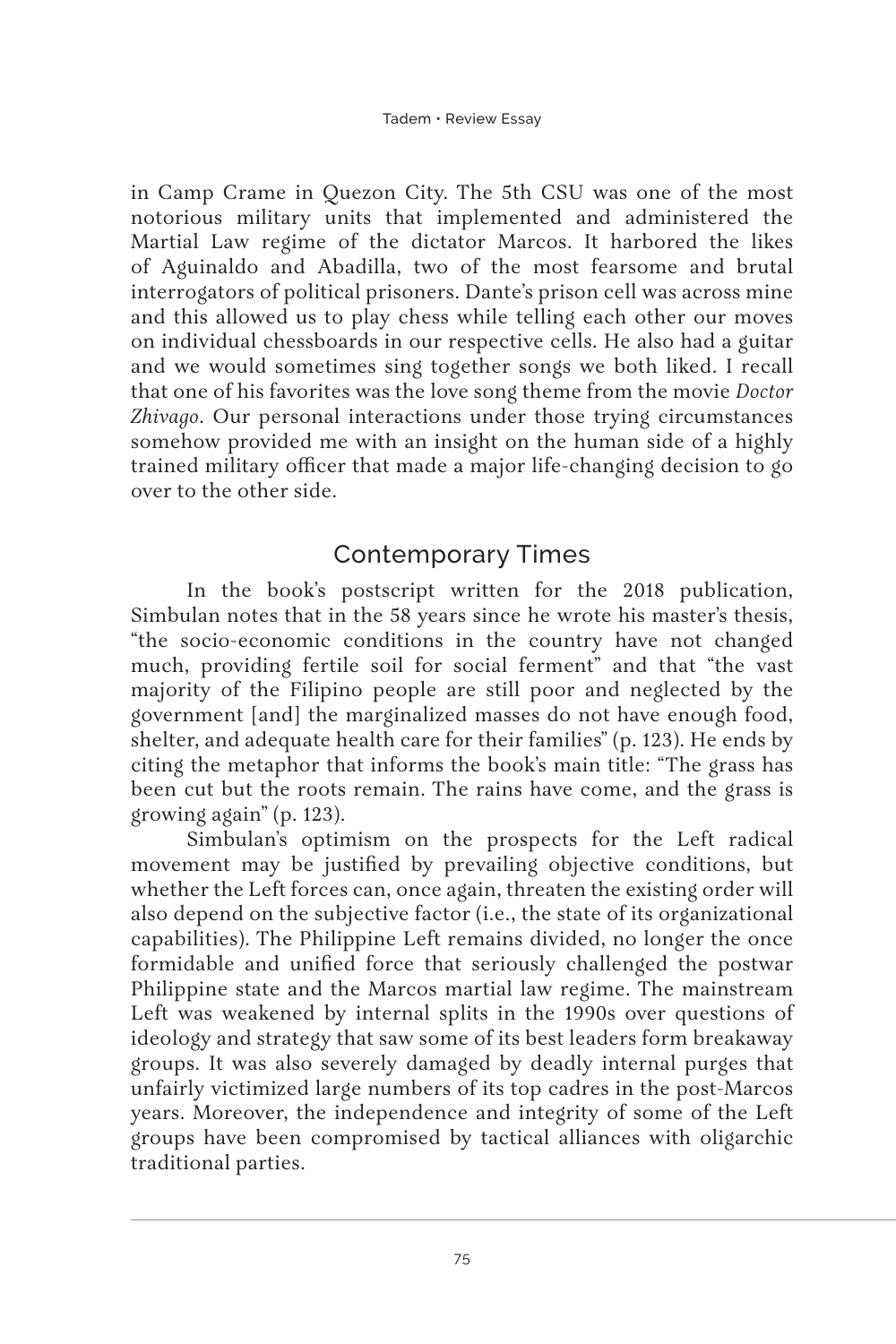in Camp Crame in Quezon City. The 5th CSU was one of the most notorious military units that implemented and administered the Martial Law regime of the dictator Marcos. It harbored the likes of Aguinaldo and Abadilla, two of the most fearsome and brutal interrogators of political prisoners. Dante's prison cell was across mine and this allowed us to play chess while telling each other our moves on individual chessboards in our respective cells. He also had a guitar and we would sometimes sing together songs we both liked. I recall that one of his favorites was the love song theme from the movie *Doctor Zhivago*. Our personal interactions under those trying circumstances somehow provided me with an insight on the human side of a highly trained military officer that made a major life-changing decision to go over to the other side.

## Contemporary Times

In the book's postscript written for the 2018 publication, Simbulan notes that in the 58 years since he wrote his master's thesis, "the socio-economic conditions in the country have not changed much, providing fertile soil for social ferment" and that "the vast majority of the Filipino people are still poor and neglected by the government [and] the marginalized masses do not have enough food, shelter, and adequate health care for their families" (p. 123). He ends by citing the metaphor that informs the book's main title: "The grass has been cut but the roots remain. The rains have come, and the grass is growing again" (p. 123).

Simbulan's optimism on the prospects for the Left radical movement may be justified by prevailing objective conditions, but whether the Left forces can, once again, threaten the existing order will also depend on the subjective factor (i.e., the state of its organizational capabilities). The Philippine Left remains divided, no longer the once formidable and unified force that seriously challenged the postwar Philippine state and the Marcos martial law regime. The mainstream Left was weakened by internal splits in the 1990s over questions of ideology and strategy that saw some of its best leaders form breakaway groups. It was also severely damaged by deadly internal purges that unfairly victimized large numbers of its top cadres in the post-Marcos years. Moreover, the independence and integrity of some of the Left groups have been compromised by tactical alliances with oligarchic traditional parties.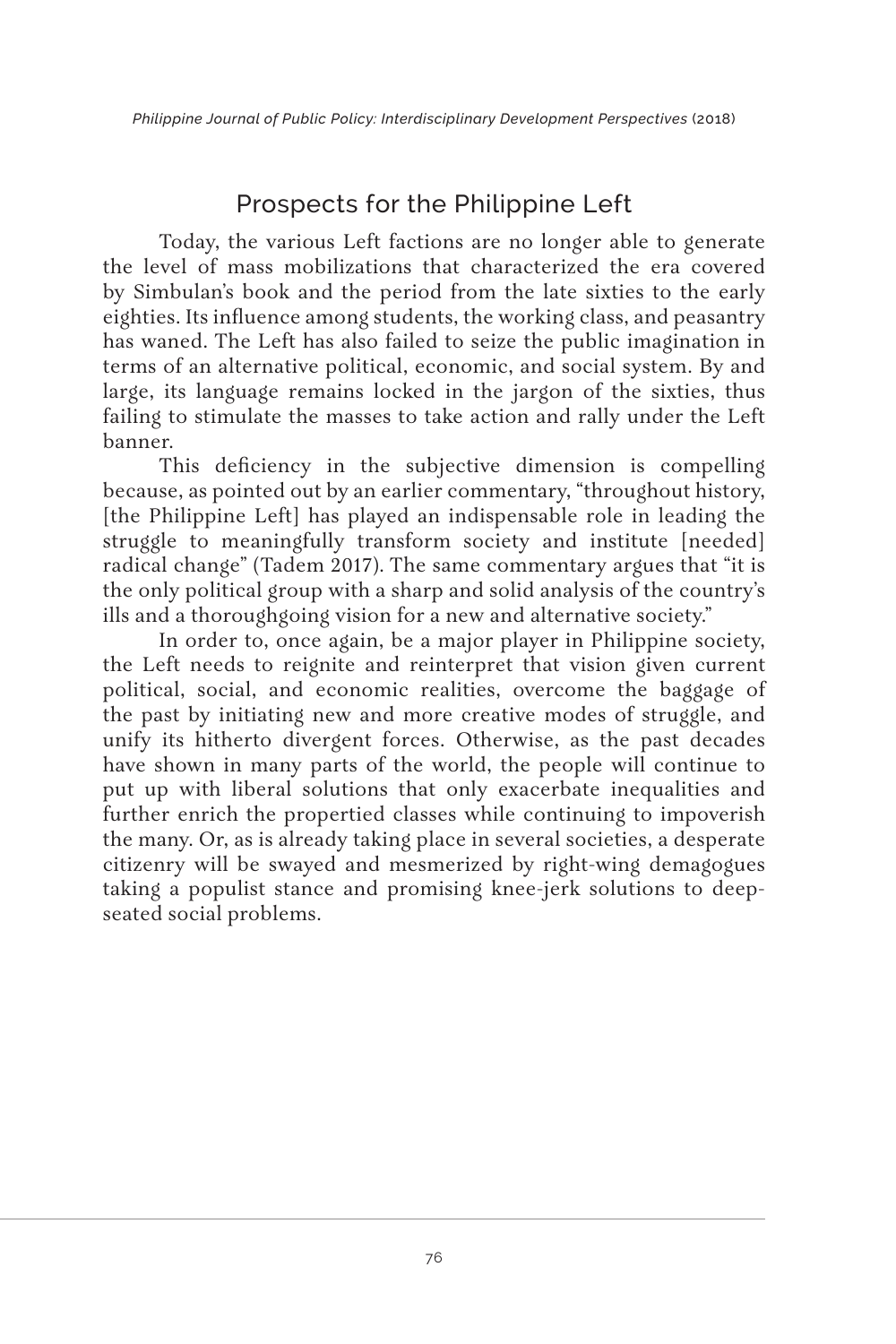## Prospects for the Philippine Left

Today, the various Left factions are no longer able to generate the level of mass mobilizations that characterized the era covered by Simbulan's book and the period from the late sixties to the early eighties. Its influence among students, the working class, and peasantry has waned. The Left has also failed to seize the public imagination in terms of an alternative political, economic, and social system. By and large, its language remains locked in the jargon of the sixties, thus failing to stimulate the masses to take action and rally under the Left banner.

This deficiency in the subjective dimension is compelling because, as pointed out by an earlier commentary, "throughout history, [the Philippine Left] has played an indispensable role in leading the struggle to meaningfully transform society and institute [needed] radical change" (Tadem 2017). The same commentary argues that "it is the only political group with a sharp and solid analysis of the country's ills and a thoroughgoing vision for a new and alternative society."

In order to, once again, be a major player in Philippine society, the Left needs to reignite and reinterpret that vision given current political, social, and economic realities, overcome the baggage of the past by initiating new and more creative modes of struggle, and unify its hitherto divergent forces. Otherwise, as the past decades have shown in many parts of the world, the people will continue to put up with liberal solutions that only exacerbate inequalities and further enrich the propertied classes while continuing to impoverish the many. Or, as is already taking place in several societies, a desperate citizenry will be swayed and mesmerized by right-wing demagogues taking a populist stance and promising knee-jerk solutions to deep-seated social problems.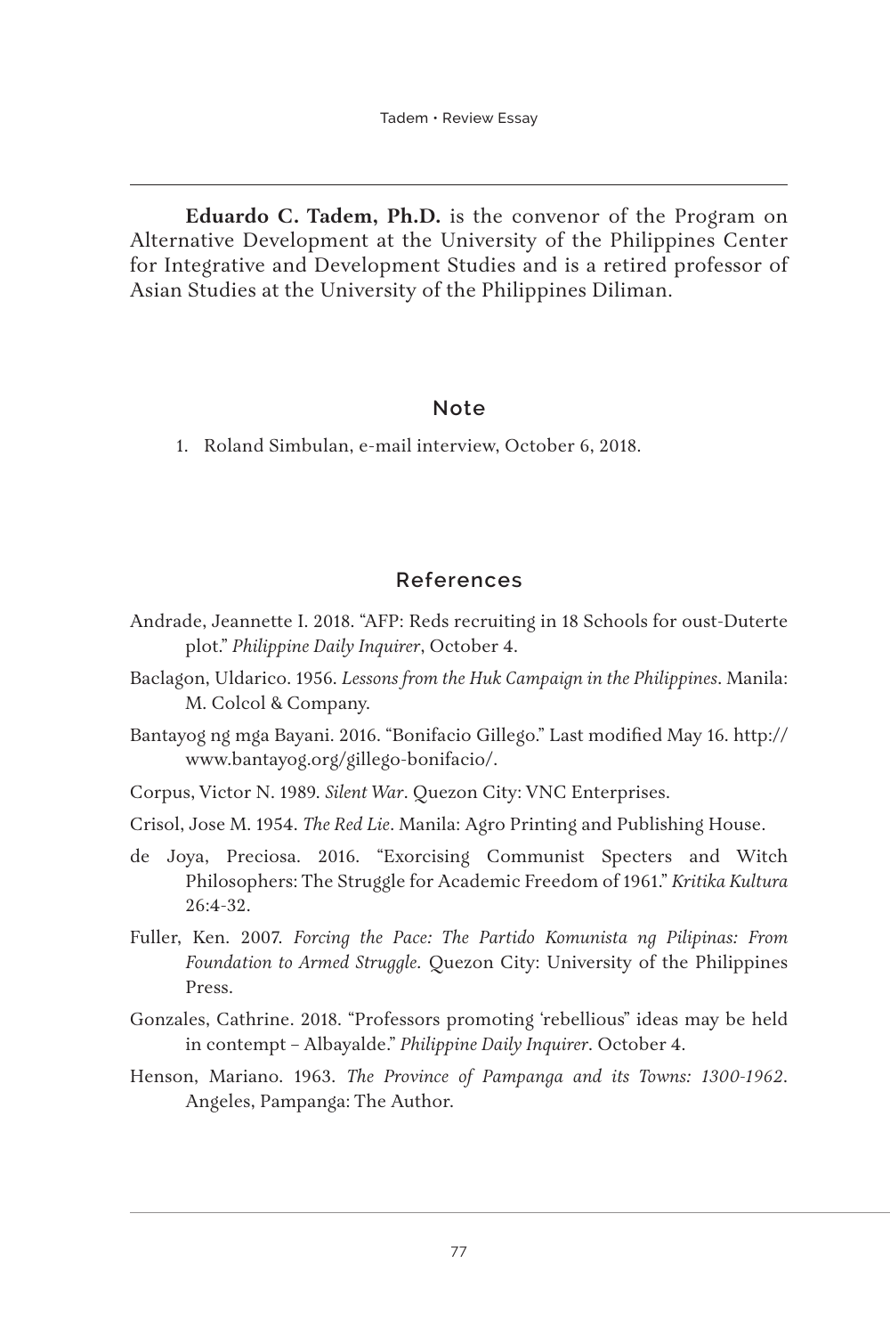**Eduardo C. Tadem, Ph.D.** is the convenor of the Program on Alternative Development at the University of the Philippines Center for Integrative and Development Studies and is a retired professor of Asian Studies at the University of the Philippines Diliman.

## Note

1. Roland Simbulan, e-mail interview, October 6, 2018.

## References

Andrade, Jeannette I. 2018. "AFP: Reds recruiting in 18 Schools for oust-Duterte plot." *Philippine Daily Inquirer*, October 4.

Baclagon, Uldarico. 1956. *Lessons from the Huk Campaign in the Philippines*. Manila: M. Colcol & Company.

Bantayog ng mga Bayani. 2016. "Bonifacio Gillego." Last modified May 16. http://www.bantayog.org/gillego-bonifacio/.

Corpus, Victor N. 1989. *Silent War*. Quezon City: VNC Enterprises.

Crisol, Jose M. 1954. *The Red Lie*. Manila: Agro Printing and Publishing House.

de Joya, Preciosa. 2016. "Exorcising Communist Specters and Witch Philosophers: The Struggle for Academic Freedom of 1961." *Kritika Kultura* 26:4-32.

Fuller, Ken. 2007. *Forcing the Pace: The Partido Komunista ng Pilipinas: From Foundation to Armed Struggle*. Quezon City: University of the Philippines Press.

Gonzales, Cathrine. 2018. "Professors promoting 'rebellious" ideas may be held in contempt – Albayalde." *Philippine Daily Inquirer*. October 4.

Henson, Mariano. 1963. *The Province of Pampanga and its Towns: 1300-1962*. Angeles, Pampanga: The Author.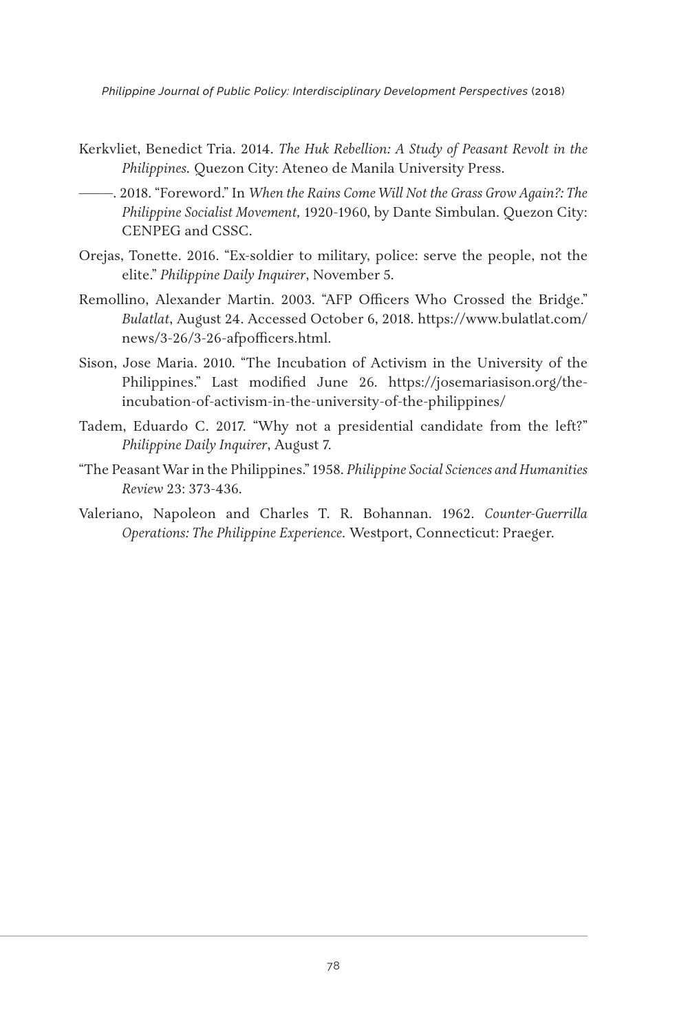Kerkvliet, Benedict Tria. 2014. *The Huk Rebellion: A Study of Peasant Revolt in the Philippines.* Quezon City: Ateneo de Manila University Press.

———. 2018. "Foreword." In *When the Rains Come Will Not the Grass Grow Again?: The Philippine Socialist Movement,* 1920-1960, by Dante Simbulan. Quezon City: CENPEG and CSSC.

Orejas, Tonette. 2016. "Ex-soldier to military, police: serve the people, not the elite." *Philippine Daily Inquirer*, November 5.

Remollino, Alexander Martin. 2003. "AFP Officers Who Crossed the Bridge." *Bulatlat*, August 24. Accessed October 6, 2018. https://www.bulatlat.com/news/3-26/3-26-afpofficers.html.

Sison, Jose Maria. 2010. "The Incubation of Activism in the University of the Philippines." Last modified June 26. https://josemariasison.org/the-incubation-of-activism-in-the-university-of-the-philippines/

Tadem, Eduardo C. 2017. "Why not a presidential candidate from the left?" *Philippine Daily Inquirer*, August 7.

"The Peasant War in the Philippines." 1958. *Philippine Social Sciences and Humanities Review* 23: 373-436.

Valeriano, Napoleon and Charles T. R. Bohannan. 1962. *Counter-Guerrilla Operations: The Philippine Experience.* Westport, Connecticut: Praeger.